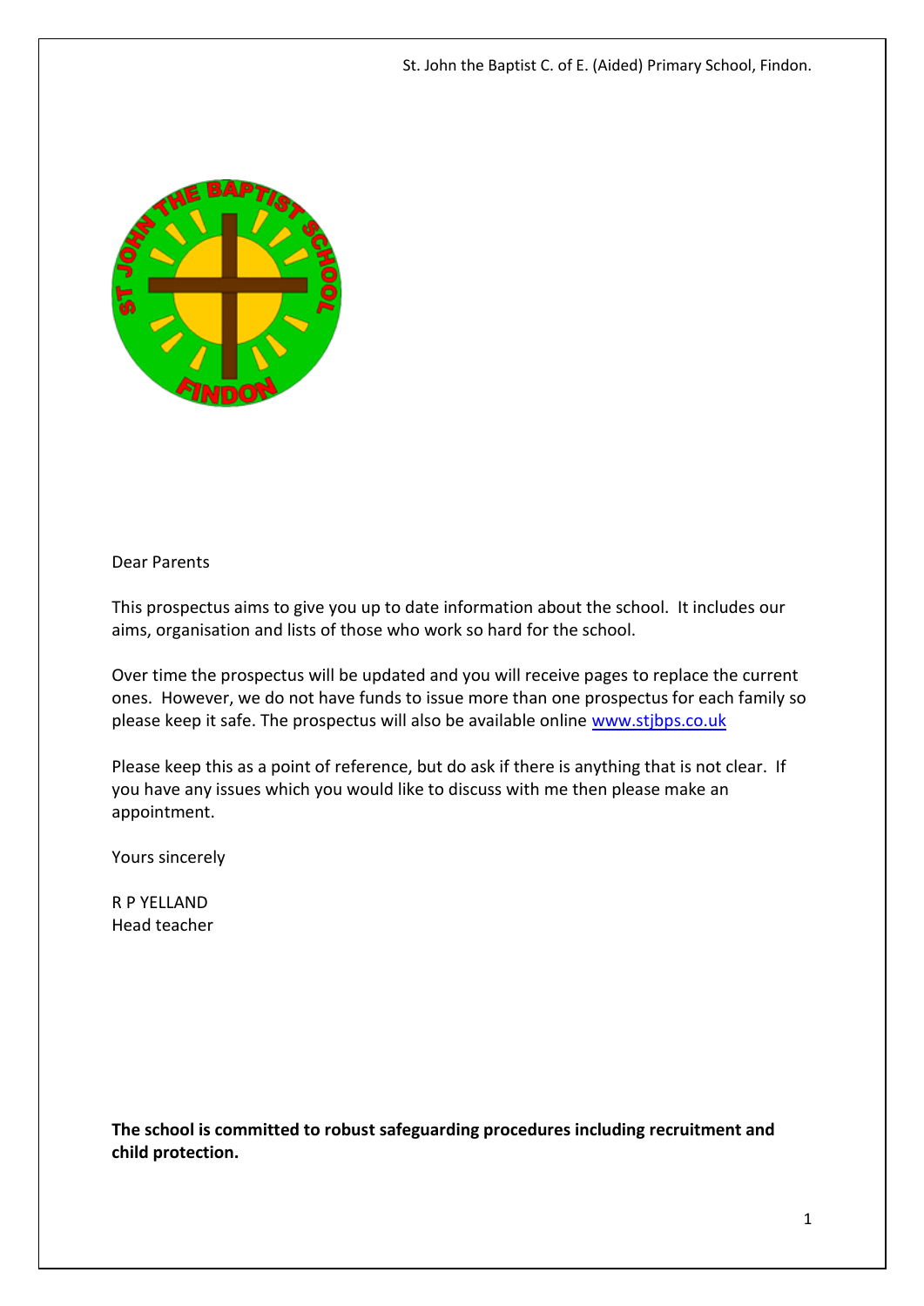Dear Parents

This prospectus aims to give you up to date information about the school. It includes our aims, organisation and lists of those who work so hard for the school.

Over time the prospectus will be updated and you will receive pages to replace the current ones. However, we do not have funds to issue more than one prospectus for each family so please keep it safe. The prospectus will also be available online [www.stjbps.co.uk](http://www.stjbps.co.uk)

Please keep this as a point of reference, but do ask if there is anything that is not clear. If you have any issues which you would like to discuss with me then please make an appointment.

Yours sincerely

R P YELLAND
Head teacher

**The school is committed to robust safeguarding procedures including recruitment and child protection.**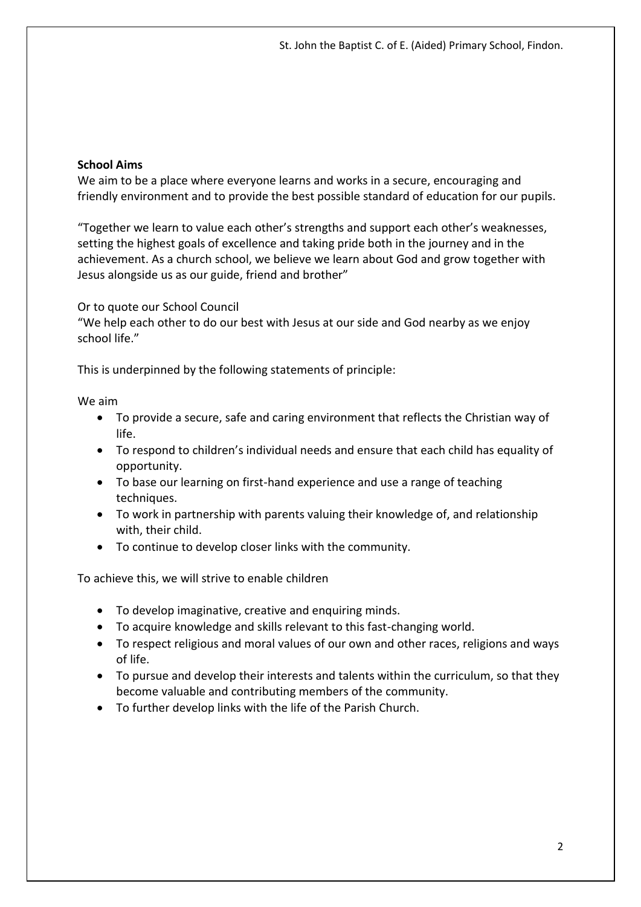**School Aims**

We aim to be a place where everyone learns and works in a secure, encouraging and friendly environment and to provide the best possible standard of education for our pupils.

"Together we learn to value each other's strengths and support each other's weaknesses, setting the highest goals of excellence and taking pride both in the journey and in the achievement. As a church school, we believe we learn about God and grow together with Jesus alongside us as our guide, friend and brother"

Or to quote our School Council

"We help each other to do our best with Jesus at our side and God nearby as we enjoy school life."

This is underpinned by the following statements of principle:

We aim

- To provide a secure, safe and caring environment that reflects the Christian way of life.
- To respond to children's individual needs and ensure that each child has equality of opportunity.
- To base our learning on first-hand experience and use a range of teaching techniques.
- To work in partnership with parents valuing their knowledge of, and relationship with, their child.
- To continue to develop closer links with the community.

To achieve this, we will strive to enable children

- To develop imaginative, creative and enquiring minds.
- To acquire knowledge and skills relevant to this fast-changing world.
- To respect religious and moral values of our own and other races, religions and ways of life.
- To pursue and develop their interests and talents within the curriculum, so that they become valuable and contributing members of the community.
- To further develop links with the life of the Parish Church.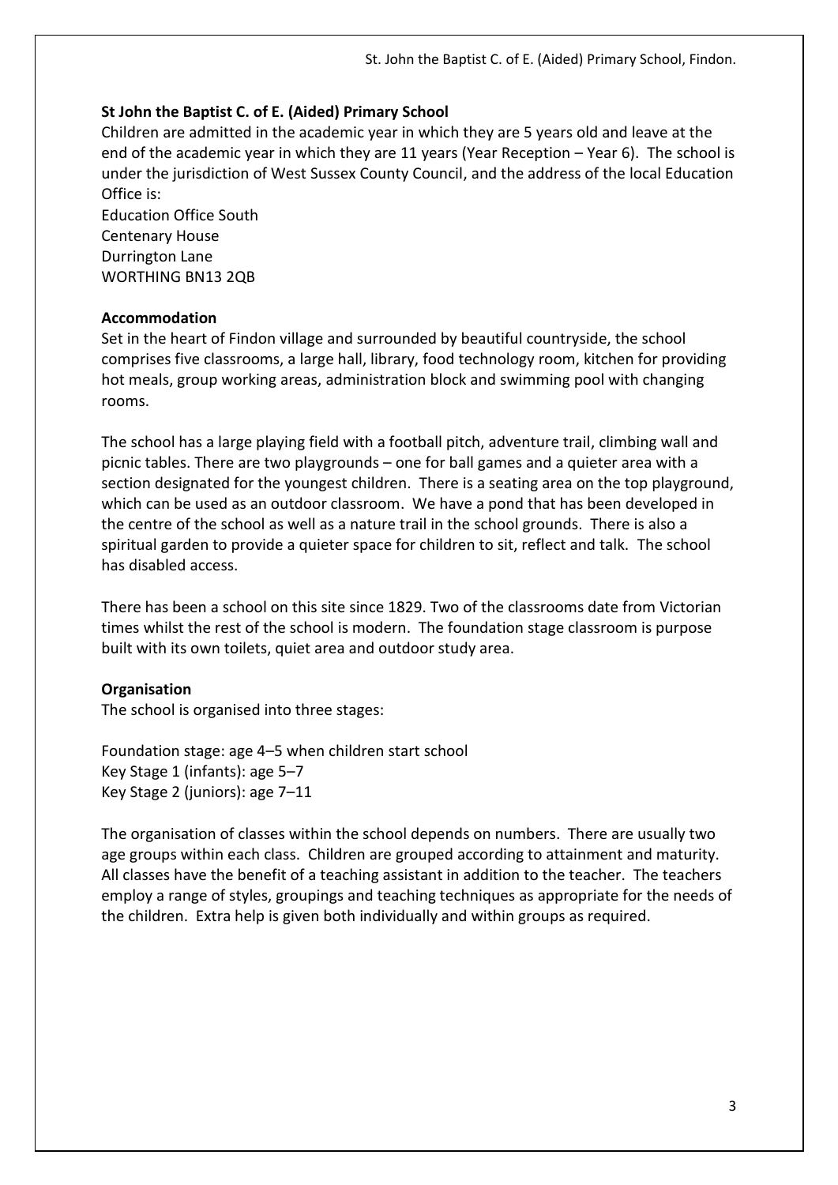**St John the Baptist C. of E. (Aided) Primary School**

Children are admitted in the academic year in which they are 5 years old and leave at the end of the academic year in which they are 11 years (Year Reception – Year 6). The school is under the jurisdiction of West Sussex County Council, and the address of the local Education Office is:

Education Office South
Centenary House
Durrington Lane
WORTHING BN13 2QB

**Accommodation**

Set in the heart of Findon village and surrounded by beautiful countryside, the school comprises five classrooms, a large hall, library, food technology room, kitchen for providing hot meals, group working areas, administration block and swimming pool with changing rooms.

The school has a large playing field with a football pitch, adventure trail, climbing wall and picnic tables. There are two playgrounds – one for ball games and a quieter area with a section designated for the youngest children. There is a seating area on the top playground, which can be used as an outdoor classroom. We have a pond that has been developed in the centre of the school as well as a nature trail in the school grounds. There is also a spiritual garden to provide a quieter space for children to sit, reflect and talk. The school has disabled access.

There has been a school on this site since 1829. Two of the classrooms date from Victorian times whilst the rest of the school is modern. The foundation stage classroom is purpose built with its own toilets, quiet area and outdoor study area.

**Organisation**

The school is organised into three stages:

Foundation stage: age 4–5 when children start school
Key Stage 1 (infants): age 5–7
Key Stage 2 (juniors): age 7–11

The organisation of classes within the school depends on numbers. There are usually two age groups within each class. Children are grouped according to attainment and maturity. All classes have the benefit of a teaching assistant in addition to the teacher. The teachers employ a range of styles, groupings and teaching techniques as appropriate for the needs of the children. Extra help is given both individually and within groups as required.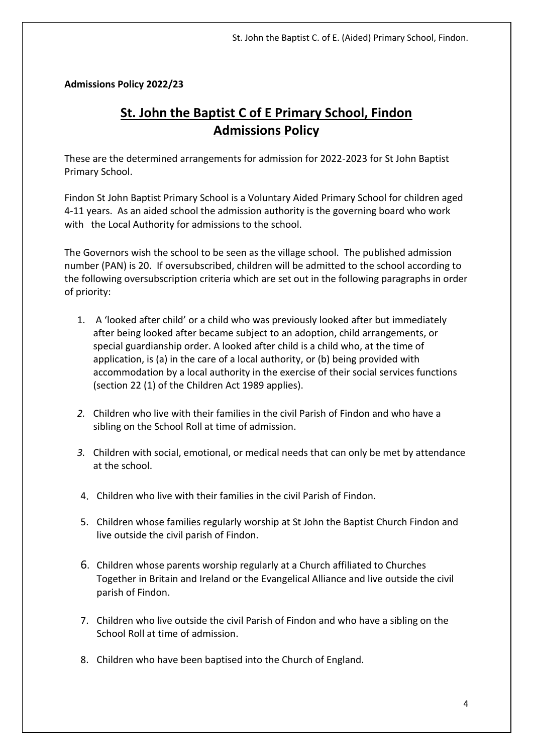**Admissions Policy 2022/23**

# St. John the Baptist C of E Primary School, Findon Admissions Policy

These are the determined arrangements for admission for 2022-2023 for St John Baptist Primary School.

Findon St John Baptist Primary School is a Voluntary Aided Primary School for children aged 4-11 years. As an aided school the admission authority is the governing board who work with the Local Authority for admissions to the school.

The Governors wish the school to be seen as the village school. The published admission number (PAN) is 20. If oversubscribed, children will be admitted to the school according to the following oversubscription criteria which are set out in the following paragraphs in order of priority:

1. A 'looked after child' or a child who was previously looked after but immediately after being looked after became subject to an adoption, child arrangements, or special guardianship order. A looked after child is a child who, at the time of application, is (a) in the care of a local authority, or (b) being provided with accommodation by a local authority in the exercise of their social services functions (section 22 (1) of the Children Act 1989 applies).

2. Children who live with their families in the civil Parish of Findon and who have a sibling on the School Roll at time of admission.

3. Children with social, emotional, or medical needs that can only be met by attendance at the school.

4. Children who live with their families in the civil Parish of Findon.

5. Children whose families regularly worship at St John the Baptist Church Findon and live outside the civil parish of Findon.

6. Children whose parents worship regularly at a Church affiliated to Churches Together in Britain and Ireland or the Evangelical Alliance and live outside the civil parish of Findon.

7. Children who live outside the civil Parish of Findon and who have a sibling on the School Roll at time of admission.

8. Children who have been baptised into the Church of England.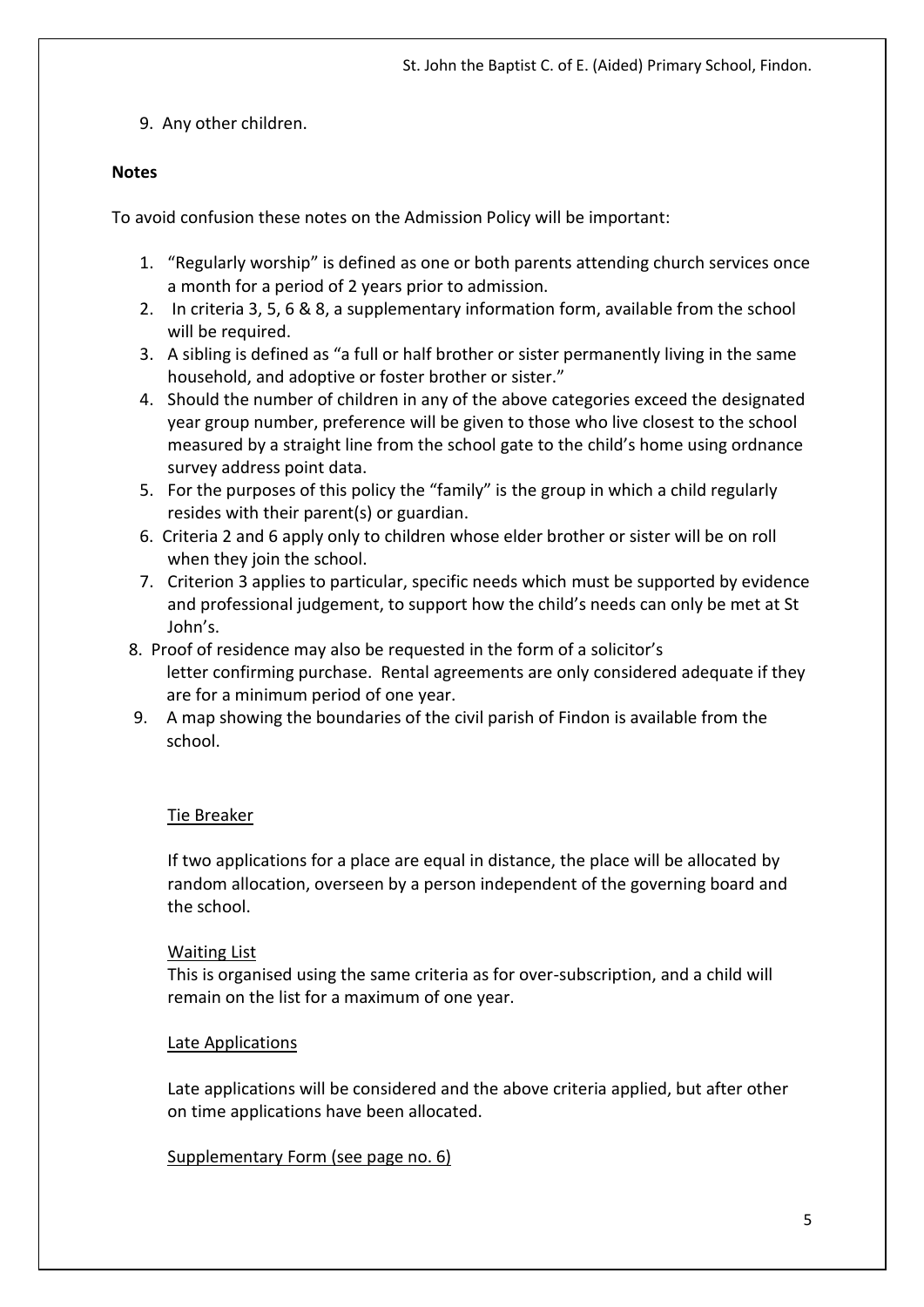9. Any other children.

**Notes**

To avoid confusion these notes on the Admission Policy will be important:

1. "Regularly worship" is defined as one or both parents attending church services once a month for a period of 2 years prior to admission.
2. In criteria 3, 5, 6 & 8, a supplementary information form, available from the school will be required.
3. A sibling is defined as "a full or half brother or sister permanently living in the same household, and adoptive or foster brother or sister."
4. Should the number of children in any of the above categories exceed the designated year group number, preference will be given to those who live closest to the school measured by a straight line from the school gate to the child's home using ordnance survey address point data.
5. For the purposes of this policy the "family" is the group in which a child regularly resides with their parent(s) or guardian.
6. Criteria 2 and 6 apply only to children whose elder brother or sister will be on roll when they join the school.
7. Criterion 3 applies to particular, specific needs which must be supported by evidence and professional judgement, to support how the child's needs can only be met at St John's.
8. Proof of residence may also be requested in the form of a solicitor's letter confirming purchase. Rental agreements are only considered adequate if they are for a minimum period of one year.
9. A map showing the boundaries of the civil parish of Findon is available from the school.

Tie Breaker

If two applications for a place are equal in distance, the place will be allocated by random allocation, overseen by a person independent of the governing board and the school.

Waiting List

This is organised using the same criteria as for over-subscription, and a child will remain on the list for a maximum of one year.

Late Applications

Late applications will be considered and the above criteria applied, but after other on time applications have been allocated.

Supplementary Form (see page no. 6)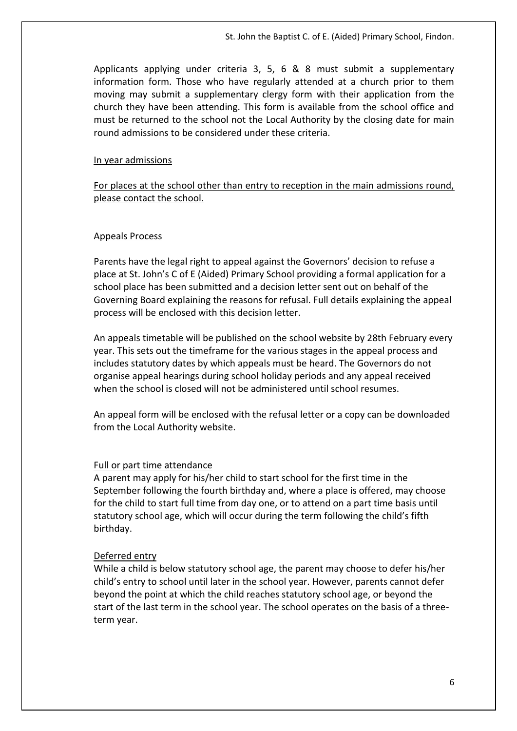Applicants applying under criteria 3, 5, 6 & 8 must submit a supplementary information form. Those who have regularly attended at a church prior to them moving may submit a supplementary clergy form with their application from the church they have been attending. This form is available from the school office and must be returned to the school not the Local Authority by the closing date for main round admissions to be considered under these criteria.

## In year admissions

For places at the school other than entry to reception in the main admissions round, please contact the school.

## Appeals Process

Parents have the legal right to appeal against the Governors' decision to refuse a place at St. John's C of E (Aided) Primary School providing a formal application for a school place has been submitted and a decision letter sent out on behalf of the Governing Board explaining the reasons for refusal. Full details explaining the appeal process will be enclosed with this decision letter.

An appeals timetable will be published on the school website by 28th February every year. This sets out the timeframe for the various stages in the appeal process and includes statutory dates by which appeals must be heard. The Governors do not organise appeal hearings during school holiday periods and any appeal received when the school is closed will not be administered until school resumes.

An appeal form will be enclosed with the refusal letter or a copy can be downloaded from the Local Authority website.

## Full or part time attendance

A parent may apply for his/her child to start school for the first time in the September following the fourth birthday and, where a place is offered, may choose for the child to start full time from day one, or to attend on a part time basis until statutory school age, which will occur during the term following the child's fifth birthday.

## Deferred entry

While a child is below statutory school age, the parent may choose to defer his/her child's entry to school until later in the school year. However, parents cannot defer beyond the point at which the child reaches statutory school age, or beyond the start of the last term in the school year. The school operates on the basis of a three-term year.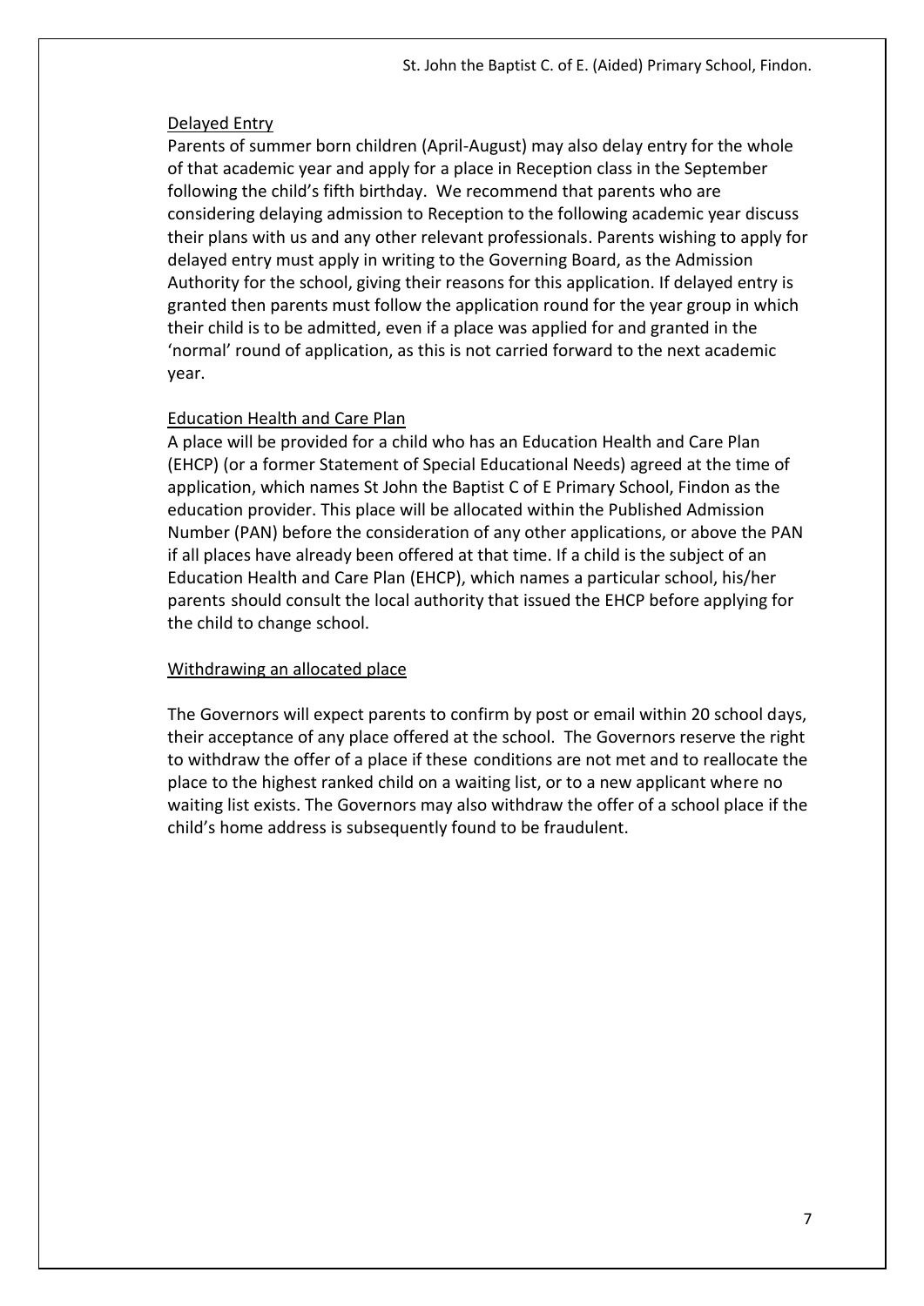## Delayed Entry

Parents of summer born children (April-August) may also delay entry for the whole of that academic year and apply for a place in Reception class in the September following the child's fifth birthday. We recommend that parents who are considering delaying admission to Reception to the following academic year discuss their plans with us and any other relevant professionals. Parents wishing to apply for delayed entry must apply in writing to the Governing Board, as the Admission Authority for the school, giving their reasons for this application. If delayed entry is granted then parents must follow the application round for the year group in which their child is to be admitted, even if a place was applied for and granted in the 'normal' round of application, as this is not carried forward to the next academic year.

## Education Health and Care Plan

A place will be provided for a child who has an Education Health and Care Plan (EHCP) (or a former Statement of Special Educational Needs) agreed at the time of application, which names St John the Baptist C of E Primary School, Findon as the education provider. This place will be allocated within the Published Admission Number (PAN) before the consideration of any other applications, or above the PAN if all places have already been offered at that time. If a child is the subject of an Education Health and Care Plan (EHCP), which names a particular school, his/her parents should consult the local authority that issued the EHCP before applying for the child to change school.

## Withdrawing an allocated place

The Governors will expect parents to confirm by post or email within 20 school days, their acceptance of any place offered at the school. The Governors reserve the right to withdraw the offer of a place if these conditions are not met and to reallocate the place to the highest ranked child on a waiting list, or to a new applicant where no waiting list exists. The Governors may also withdraw the offer of a school place if the child's home address is subsequently found to be fraudulent.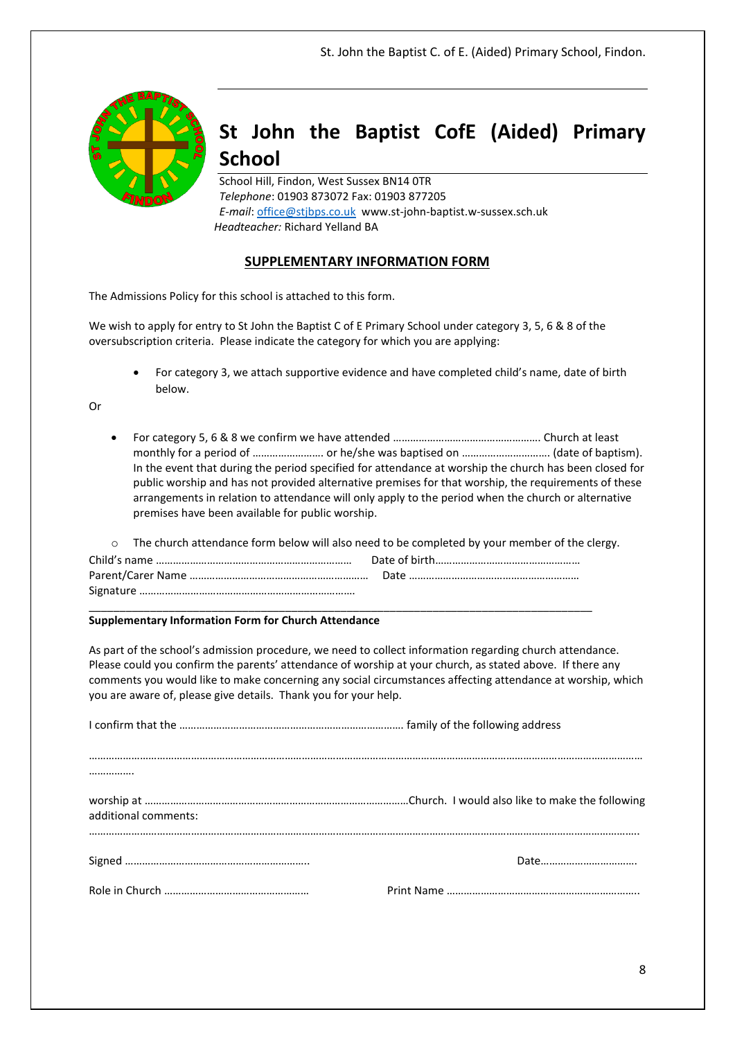# St John the Baptist CofE (Aided) Primary School

School Hill, Findon, West Sussex BN14 0TR
*Telephone*: 01903 873072 Fax: 01903 877205
*E-mail*: office@stjbps.co.uk www.st-john-baptist.w-sussex.sch.uk
*Headteacher:* Richard Yelland BA

## SUPPLEMENTARY INFORMATION FORM

The Admissions Policy for this school is attached to this form.

We wish to apply for entry to St John the Baptist C of E Primary School under category 3, 5, 6 & 8 of the oversubscription criteria. Please indicate the category for which you are applying:

- For category 3, we attach supportive evidence and have completed child's name, date of birth below.

Or

- For category 5, 6 & 8 we confirm we have attended …………………………………………… Church at least monthly for a period of ……………………. or he/she was baptised on …………………………. (date of baptism). In the event that during the period specified for attendance at worship the church has been closed for public worship and has not provided alternative premises for that worship, the requirements of these arrangements in relation to attendance will only apply to the period when the church or alternative premises have been available for public worship.

  - The church attendance form below will also need to be completed by your member of the clergy.

Child's name …………………………………………………………… Date of birth……………………………………………
Parent/Carer Name ……………………………………………………… Date ……………………………………………………
Signature …………………………………………………………………

**Supplementary Information Form for Church Attendance**

As part of the school's admission procedure, we need to collect information regarding church attendance. Please could you confirm the parents' attendance of worship at your church, as stated above. If there any comments you would like to make concerning any social circumstances affecting attendance at worship, which you are aware of, please give details. Thank you for your help.

I confirm that the …………………………………………………………………… family of the following address

…………………………………………………………………………………………………………………………………………………………
…………….

worship at ………………………………………………………………………………Church. I would also like to make the following additional comments:

…………………………………………………………………………………………………………………………………………………………

Signed ……………………………………………………….. Date…………………………….

Role in Church …………………………………………… Print Name …………………………………………………………..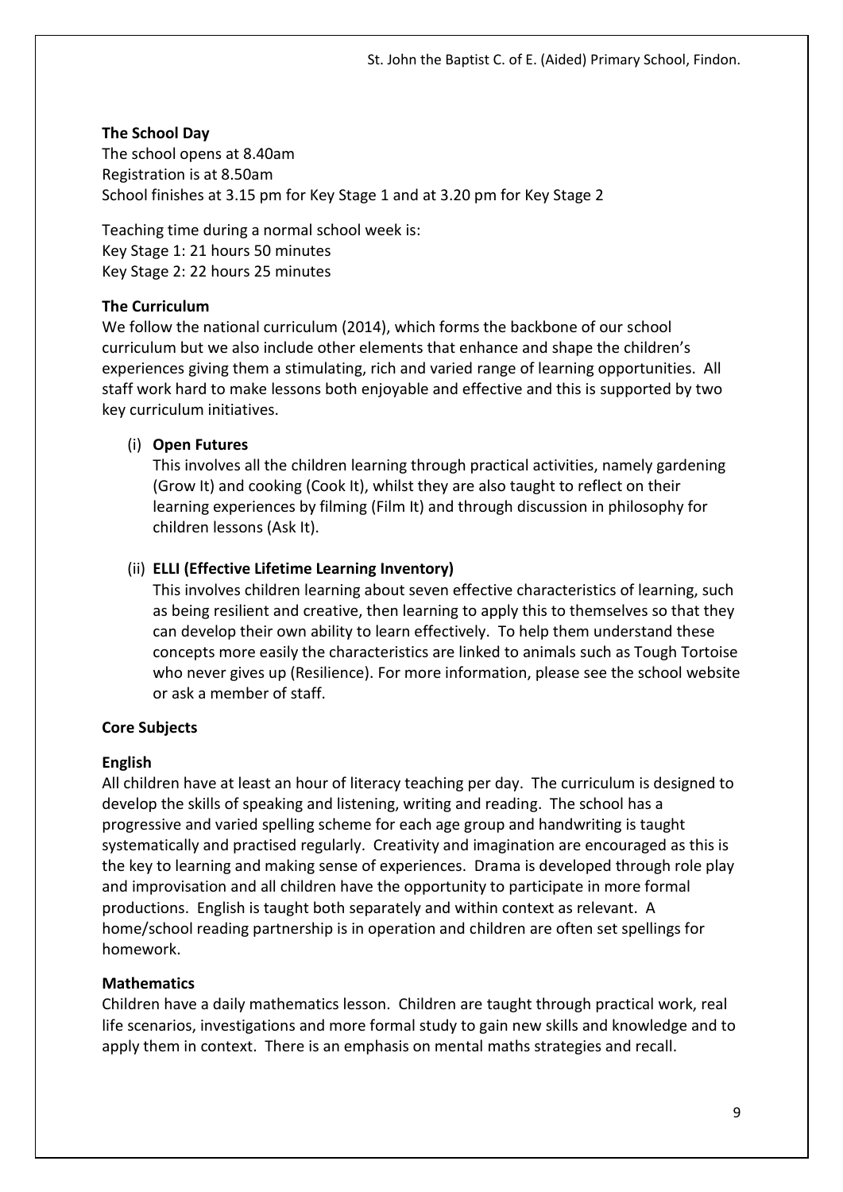**The School Day**

The school opens at 8.40am
Registration is at 8.50am
School finishes at 3.15 pm for Key Stage 1 and at 3.20 pm for Key Stage 2

Teaching time during a normal school week is:
Key Stage 1: 21 hours 50 minutes
Key Stage 2: 22 hours 25 minutes

**The Curriculum**

We follow the national curriculum (2014), which forms the backbone of our school curriculum but we also include other elements that enhance and shape the children's experiences giving them a stimulating, rich and varied range of learning opportunities. All staff work hard to make lessons both enjoyable and effective and this is supported by two key curriculum initiatives.

(i) **Open Futures**

This involves all the children learning through practical activities, namely gardening (Grow It) and cooking (Cook It), whilst they are also taught to reflect on their learning experiences by filming (Film It) and through discussion in philosophy for children lessons (Ask It).

(ii) **ELLI (Effective Lifetime Learning Inventory)**

This involves children learning about seven effective characteristics of learning, such as being resilient and creative, then learning to apply this to themselves so that they can develop their own ability to learn effectively. To help them understand these concepts more easily the characteristics are linked to animals such as Tough Tortoise who never gives up (Resilience). For more information, please see the school website or ask a member of staff.

**Core Subjects**

**English**

All children have at least an hour of literacy teaching per day. The curriculum is designed to develop the skills of speaking and listening, writing and reading. The school has a progressive and varied spelling scheme for each age group and handwriting is taught systematically and practised regularly. Creativity and imagination are encouraged as this is the key to learning and making sense of experiences. Drama is developed through role play and improvisation and all children have the opportunity to participate in more formal productions. English is taught both separately and within context as relevant. A home/school reading partnership is in operation and children are often set spellings for homework.

**Mathematics**

Children have a daily mathematics lesson. Children are taught through practical work, real life scenarios, investigations and more formal study to gain new skills and knowledge and to apply them in context. There is an emphasis on mental maths strategies and recall.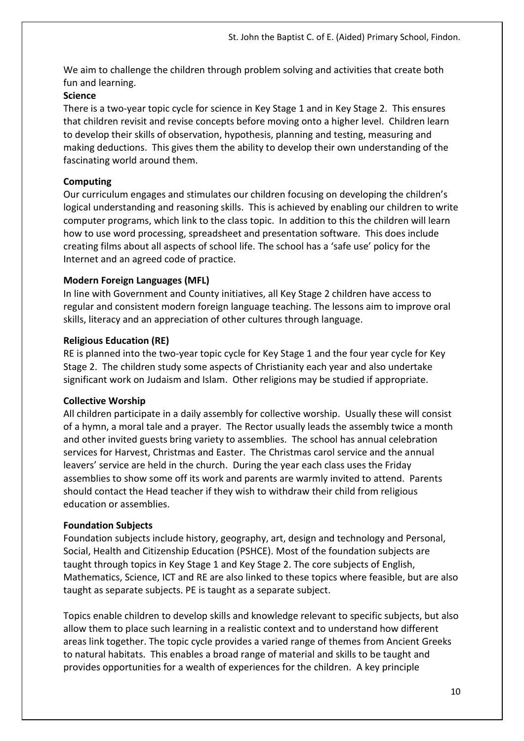We aim to challenge the children through problem solving and activities that create both fun and learning.

**Science**

There is a two-year topic cycle for science in Key Stage 1 and in Key Stage 2. This ensures that children revisit and revise concepts before moving onto a higher level. Children learn to develop their skills of observation, hypothesis, planning and testing, measuring and making deductions. This gives them the ability to develop their own understanding of the fascinating world around them.

**Computing**

Our curriculum engages and stimulates our children focusing on developing the children's logical understanding and reasoning skills. This is achieved by enabling our children to write computer programs, which link to the class topic. In addition to this the children will learn how to use word processing, spreadsheet and presentation software. This does include creating films about all aspects of school life. The school has a 'safe use' policy for the Internet and an agreed code of practice.

**Modern Foreign Languages (MFL)**

In line with Government and County initiatives, all Key Stage 2 children have access to regular and consistent modern foreign language teaching. The lessons aim to improve oral skills, literacy and an appreciation of other cultures through language.

**Religious Education (RE)**

RE is planned into the two-year topic cycle for Key Stage 1 and the four year cycle for Key Stage 2. The children study some aspects of Christianity each year and also undertake significant work on Judaism and Islam. Other religions may be studied if appropriate.

**Collective Worship**

All children participate in a daily assembly for collective worship. Usually these will consist of a hymn, a moral tale and a prayer. The Rector usually leads the assembly twice a month and other invited guests bring variety to assemblies. The school has annual celebration services for Harvest, Christmas and Easter. The Christmas carol service and the annual leavers' service are held in the church. During the year each class uses the Friday assemblies to show some off its work and parents are warmly invited to attend. Parents should contact the Head teacher if they wish to withdraw their child from religious education or assemblies.

**Foundation Subjects**

Foundation subjects include history, geography, art, design and technology and Personal, Social, Health and Citizenship Education (PSHCE). Most of the foundation subjects are taught through topics in Key Stage 1 and Key Stage 2. The core subjects of English, Mathematics, Science, ICT and RE are also linked to these topics where feasible, but are also taught as separate subjects. PE is taught as a separate subject.

Topics enable children to develop skills and knowledge relevant to specific subjects, but also allow them to place such learning in a realistic context and to understand how different areas link together. The topic cycle provides a varied range of themes from Ancient Greeks to natural habitats. This enables a broad range of material and skills to be taught and provides opportunities for a wealth of experiences for the children. A key principle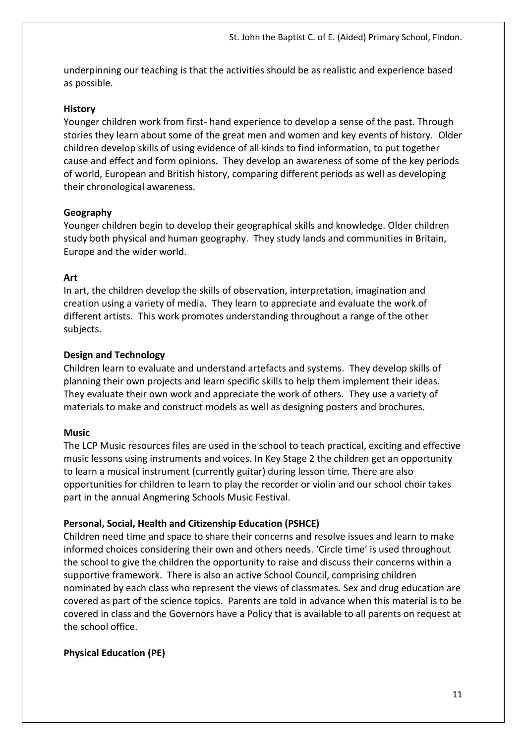underpinning our teaching is that the activities should be as realistic and experience based as possible.

**History**

Younger children work from first- hand experience to develop a sense of the past. Through stories they learn about some of the great men and women and key events of history. Older children develop skills of using evidence of all kinds to find information, to put together cause and effect and form opinions. They develop an awareness of some of the key periods of world, European and British history, comparing different periods as well as developing their chronological awareness.

**Geography**

Younger children begin to develop their geographical skills and knowledge. Older children study both physical and human geography. They study lands and communities in Britain, Europe and the wider world.

**Art**

In art, the children develop the skills of observation, interpretation, imagination and creation using a variety of media. They learn to appreciate and evaluate the work of different artists. This work promotes understanding throughout a range of the other subjects.

**Design and Technology**

Children learn to evaluate and understand artefacts and systems. They develop skills of planning their own projects and learn specific skills to help them implement their ideas. They evaluate their own work and appreciate the work of others. They use a variety of materials to make and construct models as well as designing posters and brochures.

**Music**

The LCP Music resources files are used in the school to teach practical, exciting and effective music lessons using instruments and voices. In Key Stage 2 the children get an opportunity to learn a musical instrument (currently guitar) during lesson time. There are also opportunities for children to learn to play the recorder or violin and our school choir takes part in the annual Angmering Schools Music Festival.

**Personal, Social, Health and Citizenship Education (PSHCE)**

Children need time and space to share their concerns and resolve issues and learn to make informed choices considering their own and others needs. 'Circle time' is used throughout the school to give the children the opportunity to raise and discuss their concerns within a supportive framework. There is also an active School Council, comprising children nominated by each class who represent the views of classmates. Sex and drug education are covered as part of the science topics. Parents are told in advance when this material is to be covered in class and the Governors have a Policy that is available to all parents on request at the school office.

**Physical Education (PE)**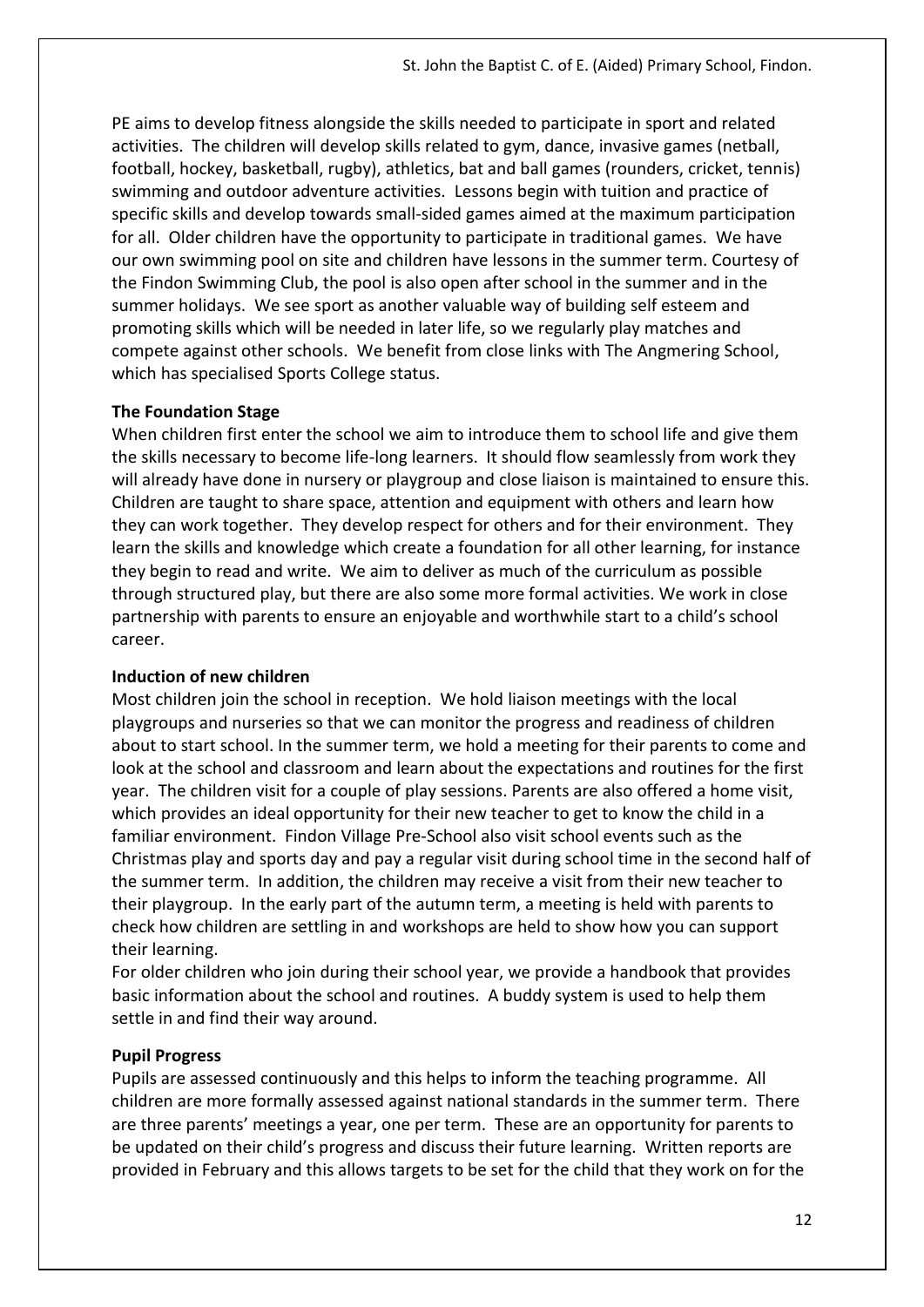PE aims to develop fitness alongside the skills needed to participate in sport and related activities. The children will develop skills related to gym, dance, invasive games (netball, football, hockey, basketball, rugby), athletics, bat and ball games (rounders, cricket, tennis) swimming and outdoor adventure activities. Lessons begin with tuition and practice of specific skills and develop towards small-sided games aimed at the maximum participation for all. Older children have the opportunity to participate in traditional games. We have our own swimming pool on site and children have lessons in the summer term. Courtesy of the Findon Swimming Club, the pool is also open after school in the summer and in the summer holidays. We see sport as another valuable way of building self esteem and promoting skills which will be needed in later life, so we regularly play matches and compete against other schools. We benefit from close links with The Angmering School, which has specialised Sports College status.

**The Foundation Stage**

When children first enter the school we aim to introduce them to school life and give them the skills necessary to become life-long learners. It should flow seamlessly from work they will already have done in nursery or playgroup and close liaison is maintained to ensure this. Children are taught to share space, attention and equipment with others and learn how they can work together. They develop respect for others and for their environment. They learn the skills and knowledge which create a foundation for all other learning, for instance they begin to read and write. We aim to deliver as much of the curriculum as possible through structured play, but there are also some more formal activities. We work in close partnership with parents to ensure an enjoyable and worthwhile start to a child's school career.

**Induction of new children**

Most children join the school in reception. We hold liaison meetings with the local playgroups and nurseries so that we can monitor the progress and readiness of children about to start school. In the summer term, we hold a meeting for their parents to come and look at the school and classroom and learn about the expectations and routines for the first year. The children visit for a couple of play sessions. Parents are also offered a home visit, which provides an ideal opportunity for their new teacher to get to know the child in a familiar environment. Findon Village Pre-School also visit school events such as the Christmas play and sports day and pay a regular visit during school time in the second half of the summer term. In addition, the children may receive a visit from their new teacher to their playgroup. In the early part of the autumn term, a meeting is held with parents to check how children are settling in and workshops are held to show how you can support their learning.

For older children who join during their school year, we provide a handbook that provides basic information about the school and routines. A buddy system is used to help them settle in and find their way around.

**Pupil Progress**

Pupils are assessed continuously and this helps to inform the teaching programme. All children are more formally assessed against national standards in the summer term. There are three parents' meetings a year, one per term. These are an opportunity for parents to be updated on their child's progress and discuss their future learning. Written reports are provided in February and this allows targets to be set for the child that they work on for the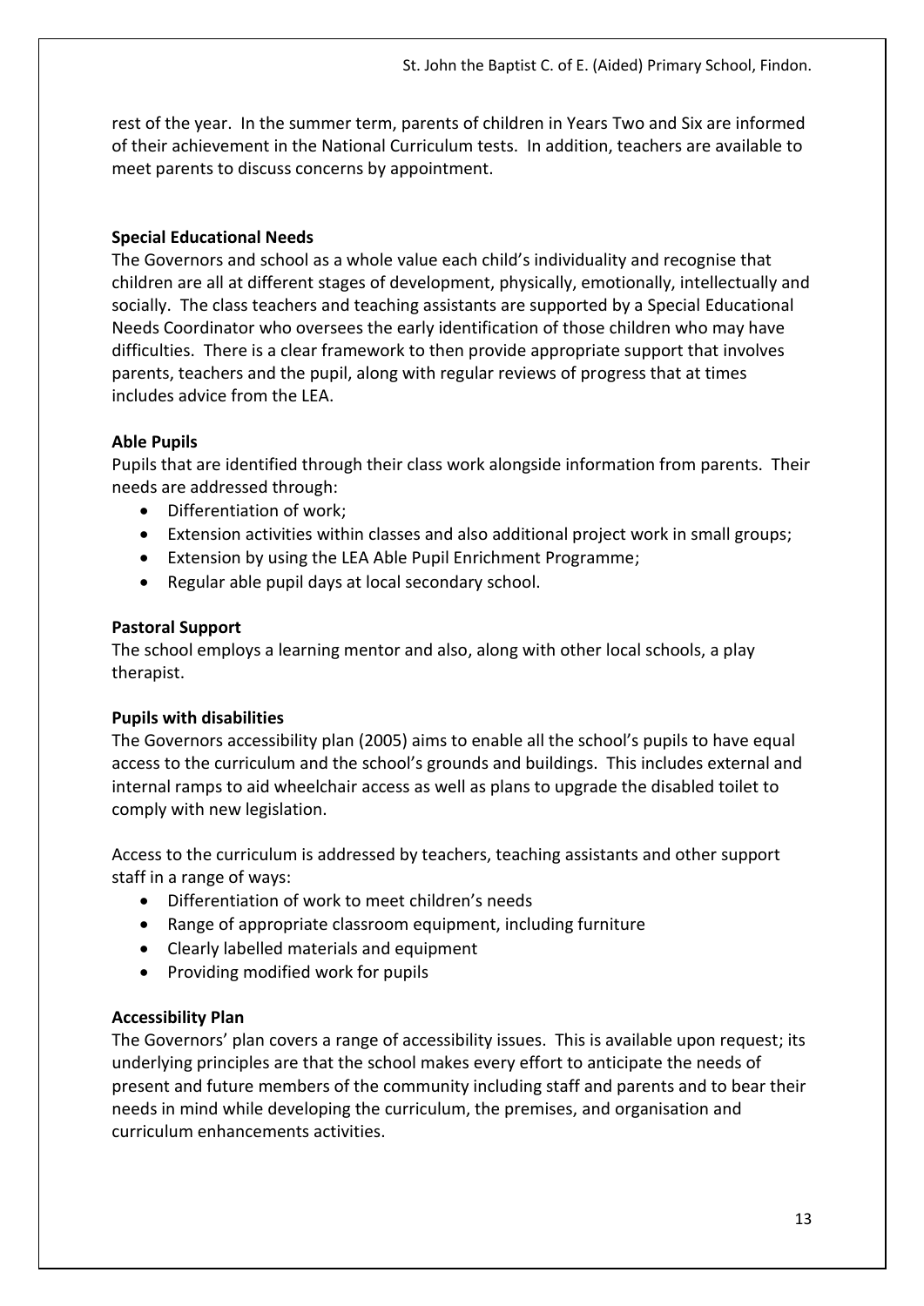rest of the year. In the summer term, parents of children in Years Two and Six are informed of their achievement in the National Curriculum tests. In addition, teachers are available to meet parents to discuss concerns by appointment.

**Special Educational Needs**

The Governors and school as a whole value each child's individuality and recognise that children are all at different stages of development, physically, emotionally, intellectually and socially. The class teachers and teaching assistants are supported by a Special Educational Needs Coordinator who oversees the early identification of those children who may have difficulties. There is a clear framework to then provide appropriate support that involves parents, teachers and the pupil, along with regular reviews of progress that at times includes advice from the LEA.

**Able Pupils**

Pupils that are identified through their class work alongside information from parents. Their needs are addressed through:

- Differentiation of work;
- Extension activities within classes and also additional project work in small groups;
- Extension by using the LEA Able Pupil Enrichment Programme;
- Regular able pupil days at local secondary school.

**Pastoral Support**

The school employs a learning mentor and also, along with other local schools, a play therapist.

**Pupils with disabilities**

The Governors accessibility plan (2005) aims to enable all the school's pupils to have equal access to the curriculum and the school's grounds and buildings. This includes external and internal ramps to aid wheelchair access as well as plans to upgrade the disabled toilet to comply with new legislation.

Access to the curriculum is addressed by teachers, teaching assistants and other support staff in a range of ways:

- Differentiation of work to meet children's needs
- Range of appropriate classroom equipment, including furniture
- Clearly labelled materials and equipment
- Providing modified work for pupils

**Accessibility Plan**

The Governors' plan covers a range of accessibility issues. This is available upon request; its underlying principles are that the school makes every effort to anticipate the needs of present and future members of the community including staff and parents and to bear their needs in mind while developing the curriculum, the premises, and organisation and curriculum enhancements activities.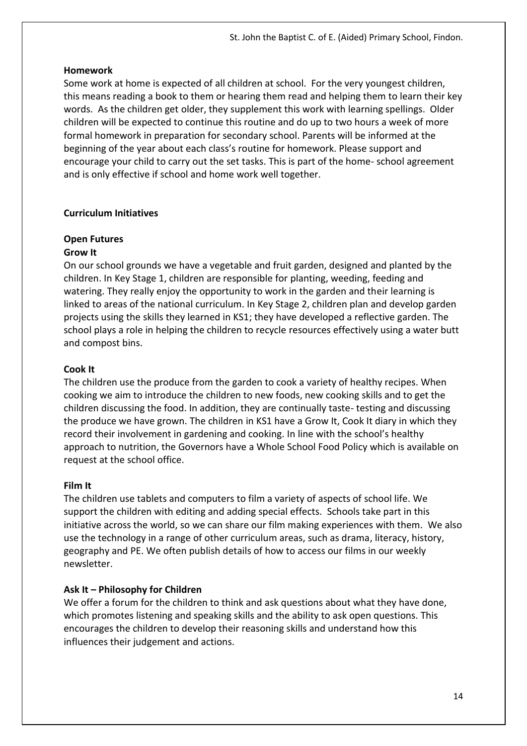**Homework**

Some work at home is expected of all children at school. For the very youngest children, this means reading a book to them or hearing them read and helping them to learn their key words. As the children get older, they supplement this work with learning spellings. Older children will be expected to continue this routine and do up to two hours a week of more formal homework in preparation for secondary school. Parents will be informed at the beginning of the year about each class's routine for homework. Please support and encourage your child to carry out the set tasks. This is part of the home- school agreement and is only effective if school and home work well together.

**Curriculum Initiatives**

**Open Futures**

**Grow It**

On our school grounds we have a vegetable and fruit garden, designed and planted by the children. In Key Stage 1, children are responsible for planting, weeding, feeding and watering. They really enjoy the opportunity to work in the garden and their learning is linked to areas of the national curriculum. In Key Stage 2, children plan and develop garden projects using the skills they learned in KS1; they have developed a reflective garden. The school plays a role in helping the children to recycle resources effectively using a water butt and compost bins.

**Cook It**

The children use the produce from the garden to cook a variety of healthy recipes. When cooking we aim to introduce the children to new foods, new cooking skills and to get the children discussing the food. In addition, they are continually taste- testing and discussing the produce we have grown. The children in KS1 have a Grow It, Cook It diary in which they record their involvement in gardening and cooking. In line with the school's healthy approach to nutrition, the Governors have a Whole School Food Policy which is available on request at the school office.

**Film It**

The children use tablets and computers to film a variety of aspects of school life. We support the children with editing and adding special effects. Schools take part in this initiative across the world, so we can share our film making experiences with them. We also use the technology in a range of other curriculum areas, such as drama, literacy, history, geography and PE. We often publish details of how to access our films in our weekly newsletter.

**Ask It – Philosophy for Children**

We offer a forum for the children to think and ask questions about what they have done, which promotes listening and speaking skills and the ability to ask open questions. This encourages the children to develop their reasoning skills and understand how this influences their judgement and actions.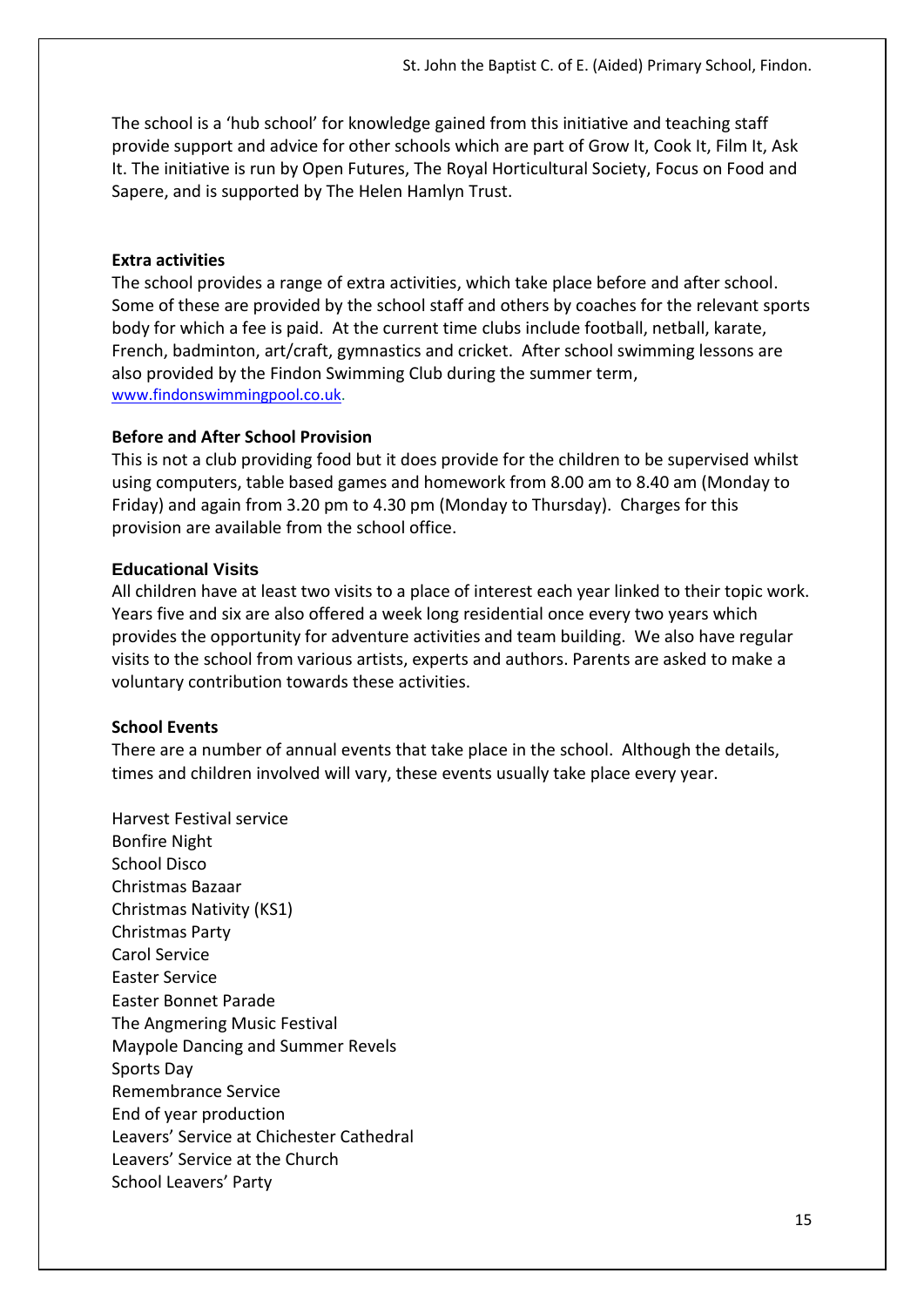The school is a 'hub school' for knowledge gained from this initiative and teaching staff provide support and advice for other schools which are part of Grow It, Cook It, Film It, Ask It. The initiative is run by Open Futures, The Royal Horticultural Society, Focus on Food and Sapere, and is supported by The Helen Hamlyn Trust.

**Extra activities**

The school provides a range of extra activities, which take place before and after school. Some of these are provided by the school staff and others by coaches for the relevant sports body for which a fee is paid. At the current time clubs include football, netball, karate, French, badminton, art/craft, gymnastics and cricket. After school swimming lessons are also provided by the Findon Swimming Club during the summer term, www.findonswimmingpool.co.uk.

**Before and After School Provision**

This is not a club providing food but it does provide for the children to be supervised whilst using computers, table based games and homework from 8.00 am to 8.40 am (Monday to Friday) and again from 3.20 pm to 4.30 pm (Monday to Thursday). Charges for this provision are available from the school office.

**Educational Visits**

All children have at least two visits to a place of interest each year linked to their topic work. Years five and six are also offered a week long residential once every two years which provides the opportunity for adventure activities and team building. We also have regular visits to the school from various artists, experts and authors. Parents are asked to make a voluntary contribution towards these activities.

**School Events**

There are a number of annual events that take place in the school. Although the details, times and children involved will vary, these events usually take place every year.

Harvest Festival service
Bonfire Night
School Disco
Christmas Bazaar
Christmas Nativity (KS1)
Christmas Party
Carol Service
Easter Service
Easter Bonnet Parade
The Angmering Music Festival
Maypole Dancing and Summer Revels
Sports Day
Remembrance Service
End of year production
Leavers' Service at Chichester Cathedral
Leavers' Service at the Church
School Leavers' Party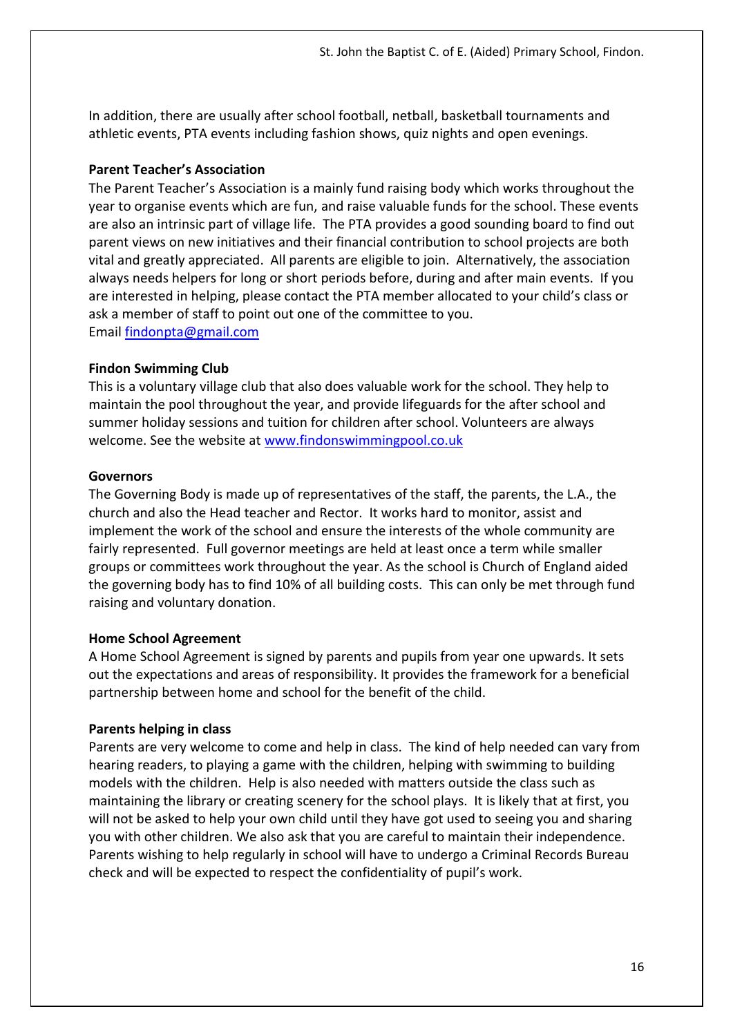In addition, there are usually after school football, netball, basketball tournaments and athletic events, PTA events including fashion shows, quiz nights and open evenings.

**Parent Teacher's Association**

The Parent Teacher's Association is a mainly fund raising body which works throughout the year to organise events which are fun, and raise valuable funds for the school. These events are also an intrinsic part of village life. The PTA provides a good sounding board to find out parent views on new initiatives and their financial contribution to school projects are both vital and greatly appreciated. All parents are eligible to join. Alternatively, the association always needs helpers for long or short periods before, during and after main events. If you are interested in helping, please contact the PTA member allocated to your child's class or ask a member of staff to point out one of the committee to you.
Email findonpta@gmail.com

**Findon Swimming Club**

This is a voluntary village club that also does valuable work for the school. They help to maintain the pool throughout the year, and provide lifeguards for the after school and summer holiday sessions and tuition for children after school. Volunteers are always welcome. See the website at www.findonswimmingpool.co.uk

**Governors**

The Governing Body is made up of representatives of the staff, the parents, the L.A., the church and also the Head teacher and Rector. It works hard to monitor, assist and implement the work of the school and ensure the interests of the whole community are fairly represented. Full governor meetings are held at least once a term while smaller groups or committees work throughout the year. As the school is Church of England aided the governing body has to find 10% of all building costs. This can only be met through fund raising and voluntary donation.

**Home School Agreement**

A Home School Agreement is signed by parents and pupils from year one upwards. It sets out the expectations and areas of responsibility. It provides the framework for a beneficial partnership between home and school for the benefit of the child.

**Parents helping in class**

Parents are very welcome to come and help in class. The kind of help needed can vary from hearing readers, to playing a game with the children, helping with swimming to building models with the children. Help is also needed with matters outside the class such as maintaining the library or creating scenery for the school plays. It is likely that at first, you will not be asked to help your own child until they have got used to seeing you and sharing you with other children. We also ask that you are careful to maintain their independence. Parents wishing to help regularly in school will have to undergo a Criminal Records Bureau check and will be expected to respect the confidentiality of pupil's work.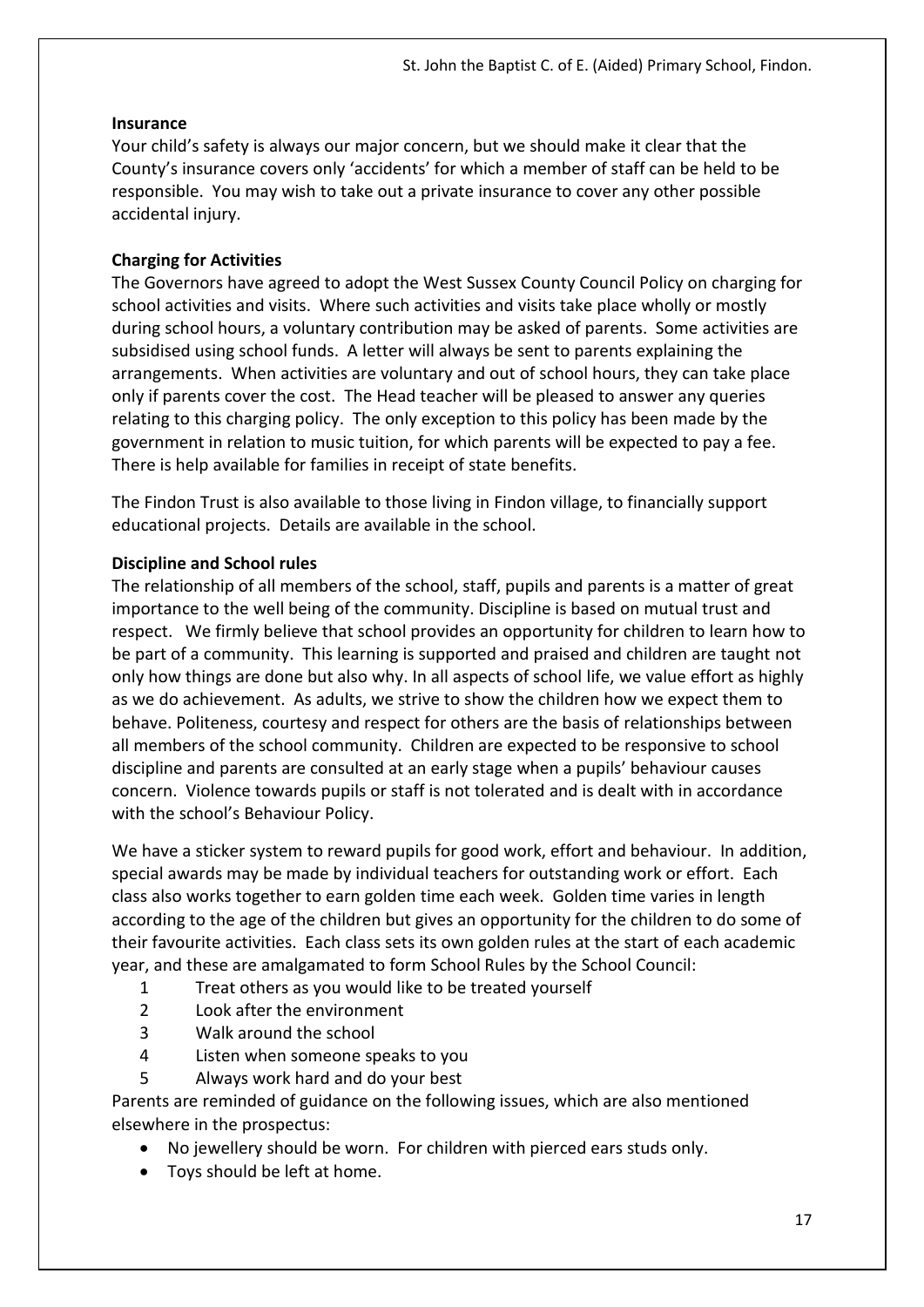**Insurance**

Your child's safety is always our major concern, but we should make it clear that the County's insurance covers only 'accidents' for which a member of staff can be held to be responsible. You may wish to take out a private insurance to cover any other possible accidental injury.

**Charging for Activities**

The Governors have agreed to adopt the West Sussex County Council Policy on charging for school activities and visits. Where such activities and visits take place wholly or mostly during school hours, a voluntary contribution may be asked of parents. Some activities are subsidised using school funds. A letter will always be sent to parents explaining the arrangements. When activities are voluntary and out of school hours, they can take place only if parents cover the cost. The Head teacher will be pleased to answer any queries relating to this charging policy. The only exception to this policy has been made by the government in relation to music tuition, for which parents will be expected to pay a fee. There is help available for families in receipt of state benefits.

The Findon Trust is also available to those living in Findon village, to financially support educational projects. Details are available in the school.

**Discipline and School rules**

The relationship of all members of the school, staff, pupils and parents is a matter of great importance to the well being of the community. Discipline is based on mutual trust and respect. We firmly believe that school provides an opportunity for children to learn how to be part of a community. This learning is supported and praised and children are taught not only how things are done but also why. In all aspects of school life, we value effort as highly as we do achievement. As adults, we strive to show the children how we expect them to behave. Politeness, courtesy and respect for others are the basis of relationships between all members of the school community. Children are expected to be responsive to school discipline and parents are consulted at an early stage when a pupils' behaviour causes concern. Violence towards pupils or staff is not tolerated and is dealt with in accordance with the school's Behaviour Policy.

We have a sticker system to reward pupils for good work, effort and behaviour. In addition, special awards may be made by individual teachers for outstanding work or effort. Each class also works together to earn golden time each week. Golden time varies in length according to the age of the children but gives an opportunity for the children to do some of their favourite activities. Each class sets its own golden rules at the start of each academic year, and these are amalgamated to form School Rules by the School Council:

1. Treat others as you would like to be treated yourself
2. Look after the environment
3. Walk around the school
4. Listen when someone speaks to you
5. Always work hard and do your best

Parents are reminded of guidance on the following issues, which are also mentioned elsewhere in the prospectus:

- No jewellery should be worn. For children with pierced ears studs only.
- Toys should be left at home.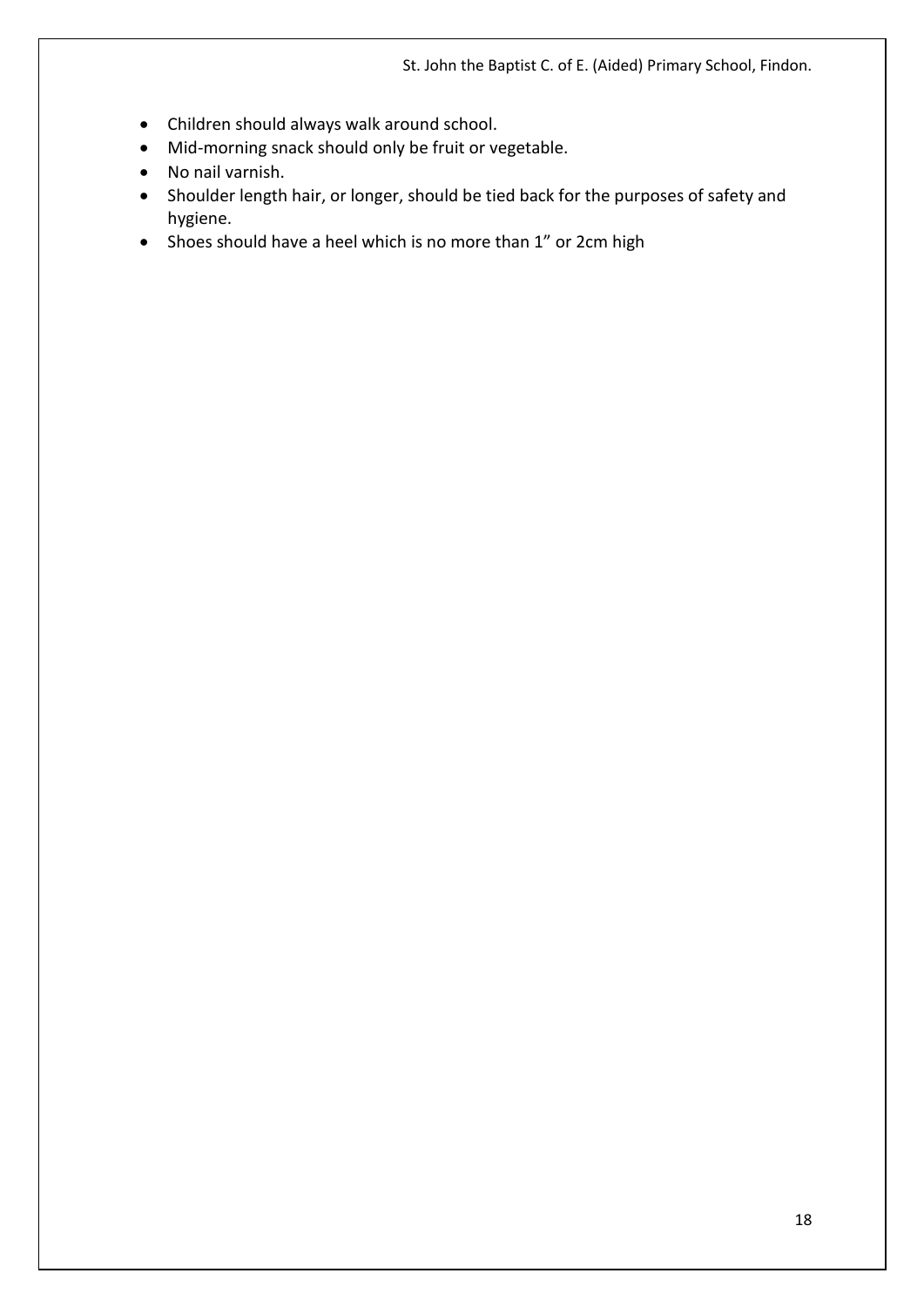- Children should always walk around school.
- Mid-morning snack should only be fruit or vegetable.
- No nail varnish.
- Shoulder length hair, or longer, should be tied back for the purposes of safety and hygiene.
- Shoes should have a heel which is no more than 1" or 2cm high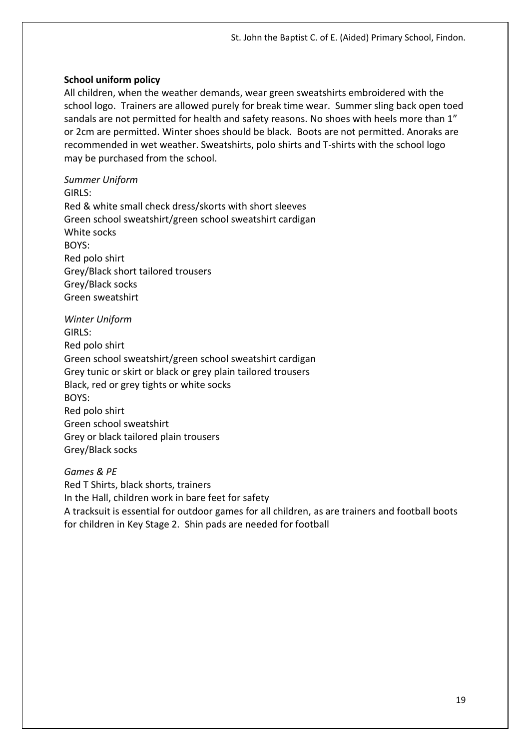**School uniform policy**

All children, when the weather demands, wear green sweatshirts embroidered with the school logo. Trainers are allowed purely for break time wear. Summer sling back open toed sandals are not permitted for health and safety reasons. No shoes with heels more than 1" or 2cm are permitted. Winter shoes should be black. Boots are not permitted. Anoraks are recommended in wet weather. Sweatshirts, polo shirts and T-shirts with the school logo may be purchased from the school.

*Summer Uniform*

GIRLS:
Red & white small check dress/skorts with short sleeves
Green school sweatshirt/green school sweatshirt cardigan
White socks

BOYS:
Red polo shirt
Grey/Black short tailored trousers
Grey/Black socks
Green sweatshirt

*Winter Uniform*

GIRLS:
Red polo shirt
Green school sweatshirt/green school sweatshirt cardigan
Grey tunic or skirt or black or grey plain tailored trousers
Black, red or grey tights or white socks

BOYS:
Red polo shirt
Green school sweatshirt
Grey or black tailored plain trousers
Grey/Black socks

*Games & PE*

Red T Shirts, black shorts, trainers
In the Hall, children work in bare feet for safety
A tracksuit is essential for outdoor games for all children, as are trainers and football boots for children in Key Stage 2. Shin pads are needed for football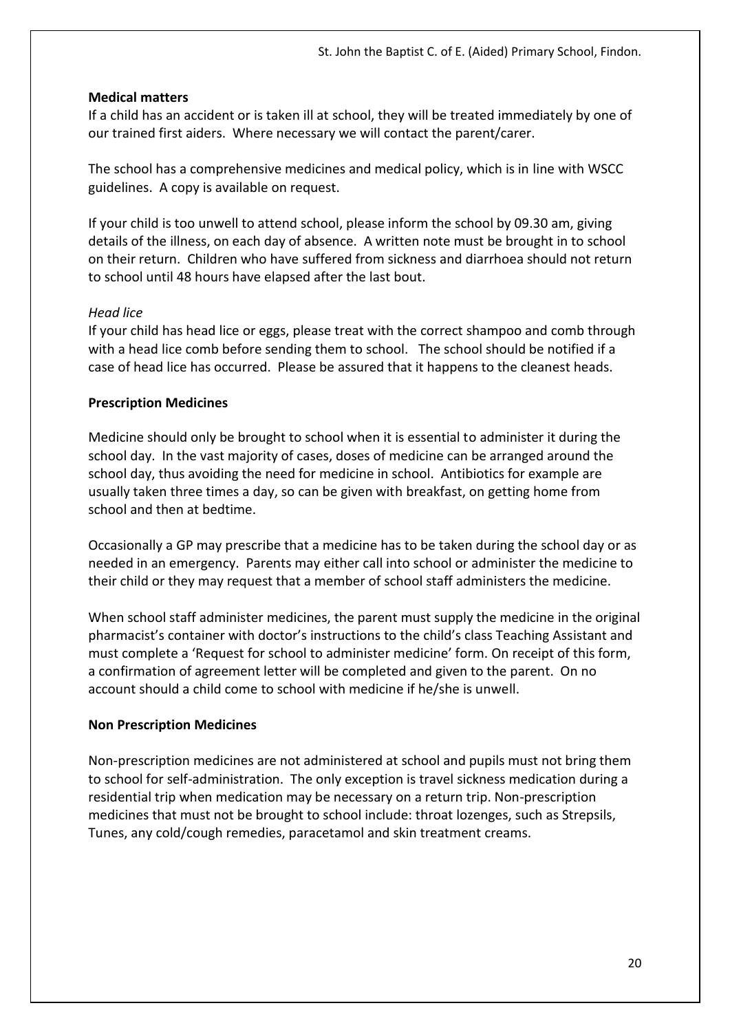**Medical matters**

If a child has an accident or is taken ill at school, they will be treated immediately by one of our trained first aiders. Where necessary we will contact the parent/carer.

The school has a comprehensive medicines and medical policy, which is in line with WSCC guidelines. A copy is available on request.

If your child is too unwell to attend school, please inform the school by 09.30 am, giving details of the illness, on each day of absence. A written note must be brought in to school on their return. Children who have suffered from sickness and diarrhoea should not return to school until 48 hours have elapsed after the last bout.

*Head lice*

If your child has head lice or eggs, please treat with the correct shampoo and comb through with a head lice comb before sending them to school. The school should be notified if a case of head lice has occurred. Please be assured that it happens to the cleanest heads.

**Prescription Medicines**

Medicine should only be brought to school when it is essential to administer it during the school day. In the vast majority of cases, doses of medicine can be arranged around the school day, thus avoiding the need for medicine in school. Antibiotics for example are usually taken three times a day, so can be given with breakfast, on getting home from school and then at bedtime.

Occasionally a GP may prescribe that a medicine has to be taken during the school day or as needed in an emergency. Parents may either call into school or administer the medicine to their child or they may request that a member of school staff administers the medicine.

When school staff administer medicines, the parent must supply the medicine in the original pharmacist's container with doctor's instructions to the child's class Teaching Assistant and must complete a 'Request for school to administer medicine' form. On receipt of this form, a confirmation of agreement letter will be completed and given to the parent. On no account should a child come to school with medicine if he/she is unwell.

**Non Prescription Medicines**

Non-prescription medicines are not administered at school and pupils must not bring them to school for self-administration. The only exception is travel sickness medication during a residential trip when medication may be necessary on a return trip. Non-prescription medicines that must not be brought to school include: throat lozenges, such as Strepsils, Tunes, any cold/cough remedies, paracetamol and skin treatment creams.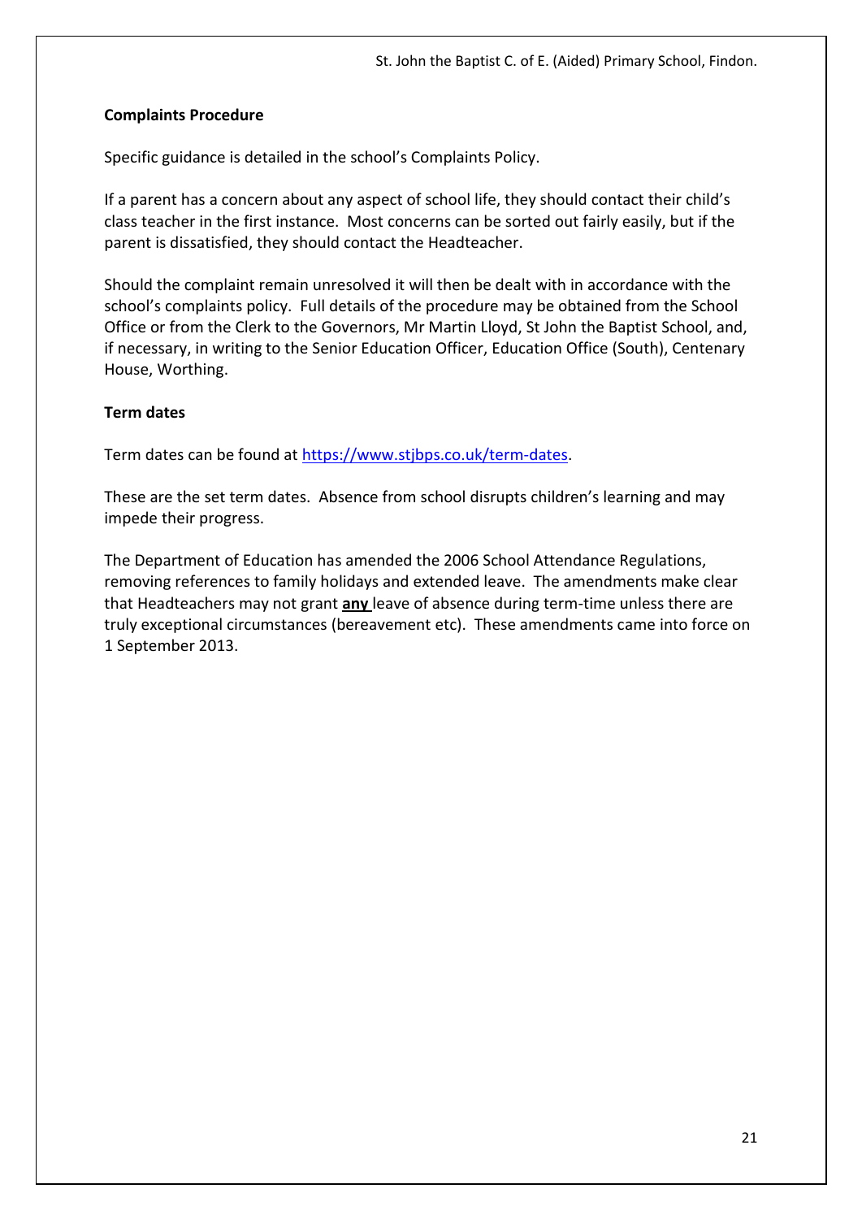**Complaints Procedure**

Specific guidance is detailed in the school's Complaints Policy.

If a parent has a concern about any aspect of school life, they should contact their child's class teacher in the first instance. Most concerns can be sorted out fairly easily, but if the parent is dissatisfied, they should contact the Headteacher.

Should the complaint remain unresolved it will then be dealt with in accordance with the school's complaints policy. Full details of the procedure may be obtained from the School Office or from the Clerk to the Governors, Mr Martin Lloyd, St John the Baptist School, and, if necessary, in writing to the Senior Education Officer, Education Office (South), Centenary House, Worthing.

**Term dates**

Term dates can be found at https://www.stjbps.co.uk/term-dates.

These are the set term dates. Absence from school disrupts children's learning and may impede their progress.

The Department of Education has amended the 2006 School Attendance Regulations, removing references to family holidays and extended leave. The amendments make clear that Headteachers may not grant **any** leave of absence during term-time unless there are truly exceptional circumstances (bereavement etc). These amendments came into force on 1 September 2013.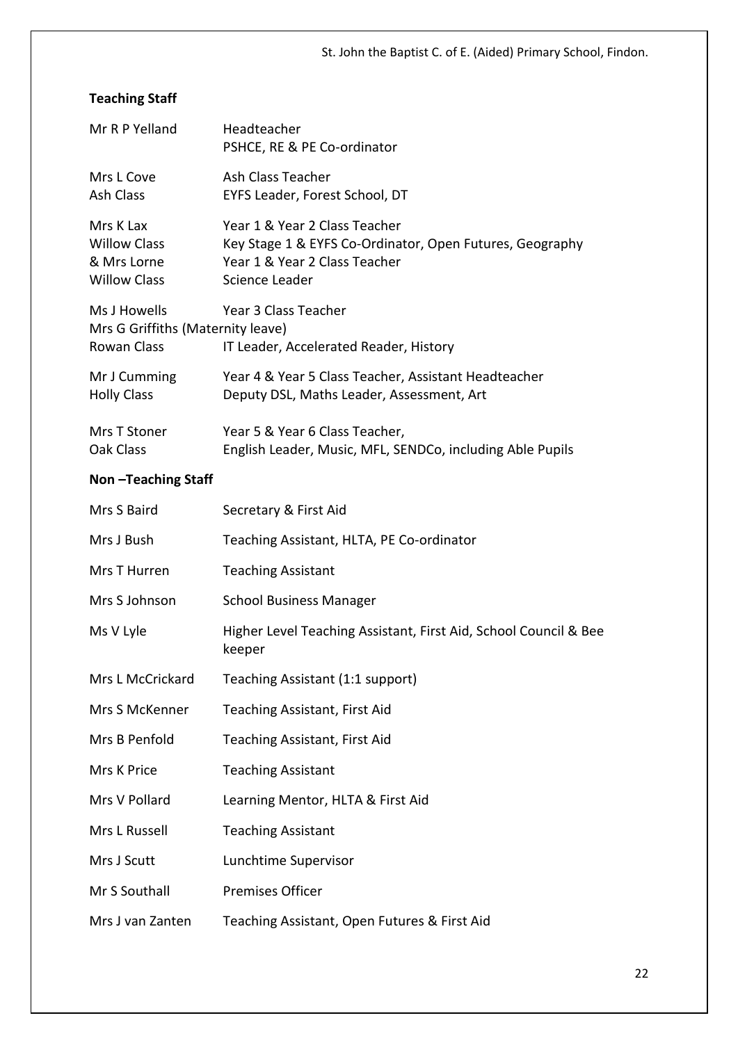**Teaching Staff**

| | |
|---|---|
| Mr R P Yelland | Headteacher<br>PSHCE, RE & PE Co-ordinator |
| Mrs L Cove<br>Ash Class | Ash Class Teacher<br>EYFS Leader, Forest School, DT |
| Mrs K Lax<br>Willow Class<br>& Mrs Lorne<br>Willow Class | Year 1 & Year 2 Class Teacher<br>Key Stage 1 & EYFS Co-Ordinator, Open Futures, Geography<br>Year 1 & Year 2 Class Teacher<br>Science Leader |
| Ms J Howells<br>Mrs G Griffiths (Maternity leave)<br>Rowan Class | Year 3 Class Teacher<br><br>IT Leader, Accelerated Reader, History |
| Mr J Cumming<br>Holly Class | Year 4 & Year 5 Class Teacher, Assistant Headteacher<br>Deputy DSL, Maths Leader, Assessment, Art |
| Mrs T Stoner<br>Oak Class | Year 5 & Year 6 Class Teacher,<br>English Leader, Music, MFL, SENDCo, including Able Pupils |

**Non –Teaching Staff**

| | |
|---|---|
| Mrs S Baird | Secretary & First Aid |
| Mrs J Bush | Teaching Assistant, HLTA, PE Co-ordinator |
| Mrs T Hurren | Teaching Assistant |
| Mrs S Johnson | School Business Manager |
| Ms V Lyle | Higher Level Teaching Assistant, First Aid, School Council & Bee keeper |
| Mrs L McCrickard | Teaching Assistant (1:1 support) |
| Mrs S McKenner | Teaching Assistant, First Aid |
| Mrs B Penfold | Teaching Assistant, First Aid |
| Mrs K Price | Teaching Assistant |
| Mrs V Pollard | Learning Mentor, HLTA & First Aid |
| Mrs L Russell | Teaching Assistant |
| Mrs J Scutt | Lunchtime Supervisor |
| Mr S Southall | Premises Officer |
| Mrs J van Zanten | Teaching Assistant, Open Futures & First Aid |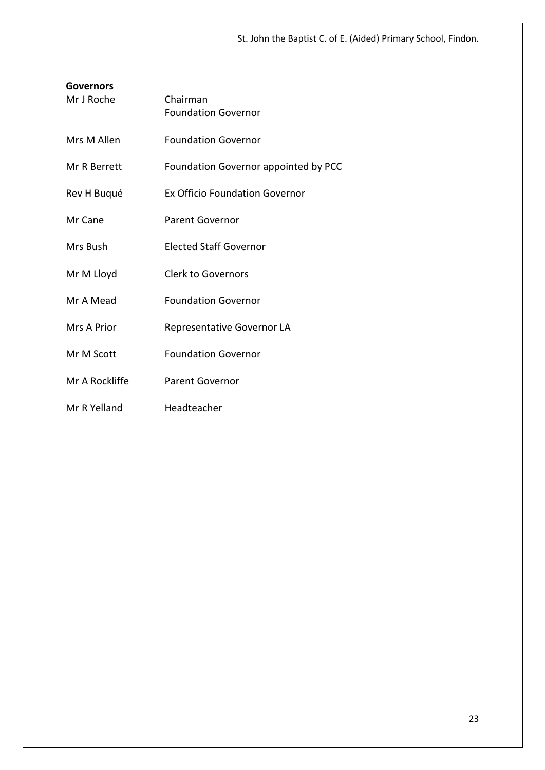**Governors**

| | |
|---|---|
| Mr J Roche | Chairman<br>Foundation Governor |
| Mrs M Allen | Foundation Governor |
| Mr R Berrett | Foundation Governor appointed by PCC |
| Rev H Buqué | Ex Officio Foundation Governor |
| Mr Cane | Parent Governor |
| Mrs Bush | Elected Staff Governor |
| Mr M Lloyd | Clerk to Governors |
| Mr A Mead | Foundation Governor |
| Mrs A Prior | Representative Governor LA |
| Mr M Scott | Foundation Governor |
| Mr A Rockliffe | Parent Governor |
| Mr R Yelland | Headteacher |